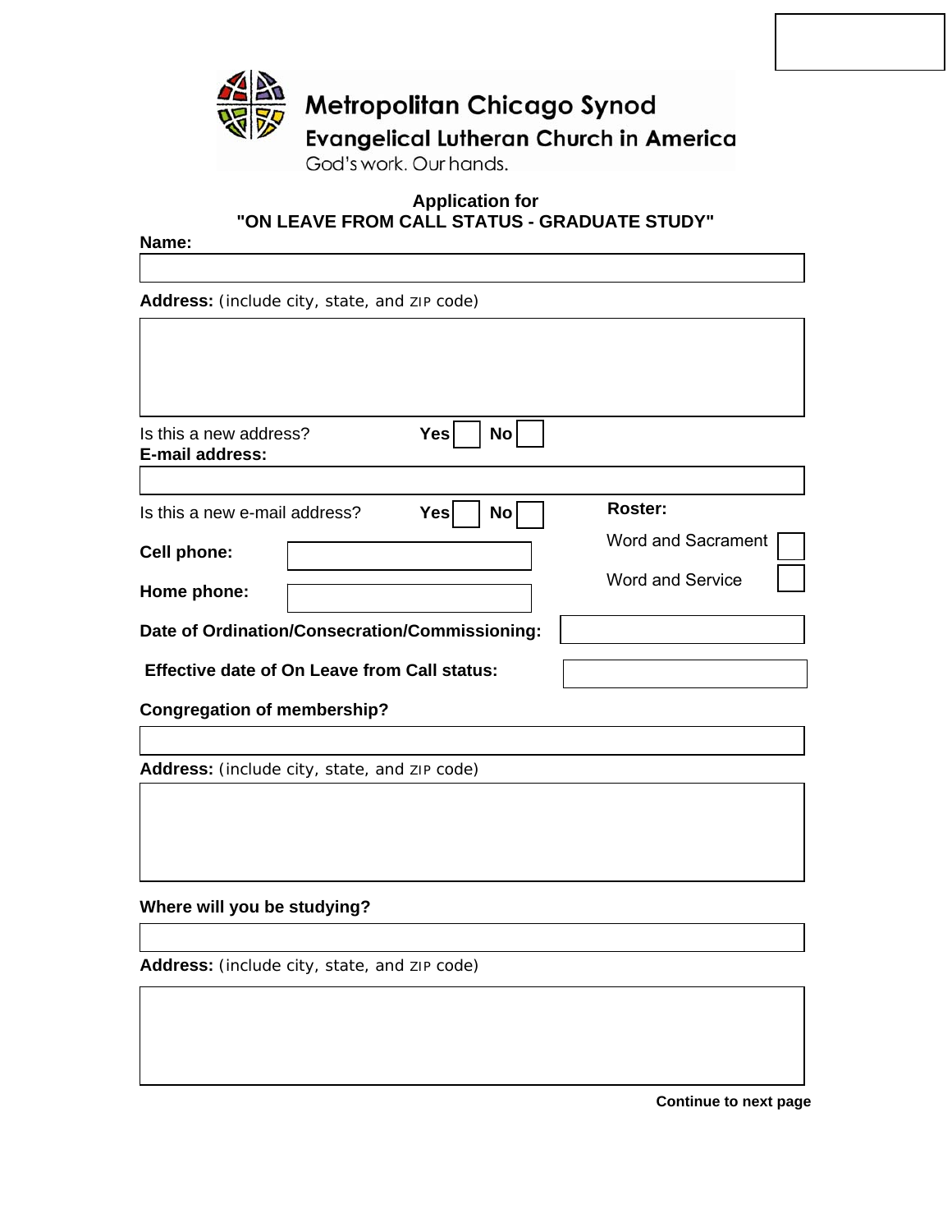Metropolitan Chicago Synod

Evangelical Lutheran Church in America

God's work. Our hands.

## Application for "ON LEAVE FROM CALL STATUS - GRADUATE STUDY"

**Name:**

**Address:** (include city, state, and ZIP code)

Is this a new address? **Yes** ☐ **No** ☐

**E-mail address:**

Is this a new e-mail address? **Yes** ☐ **No** ☐

**Roster:**

Word and Sacrament ☐

Word and Service ☐

**Cell phone:**

**Home phone:**

**Date of Ordination/Consecration/Commissioning:**

**Effective date of On Leave from Call status:**

**Congregation of membership?**

**Address:** (include city, state, and ZIP code)

**Where will you be studying?**

**Address:** (include city, state, and ZIP code)

**Continue to next page**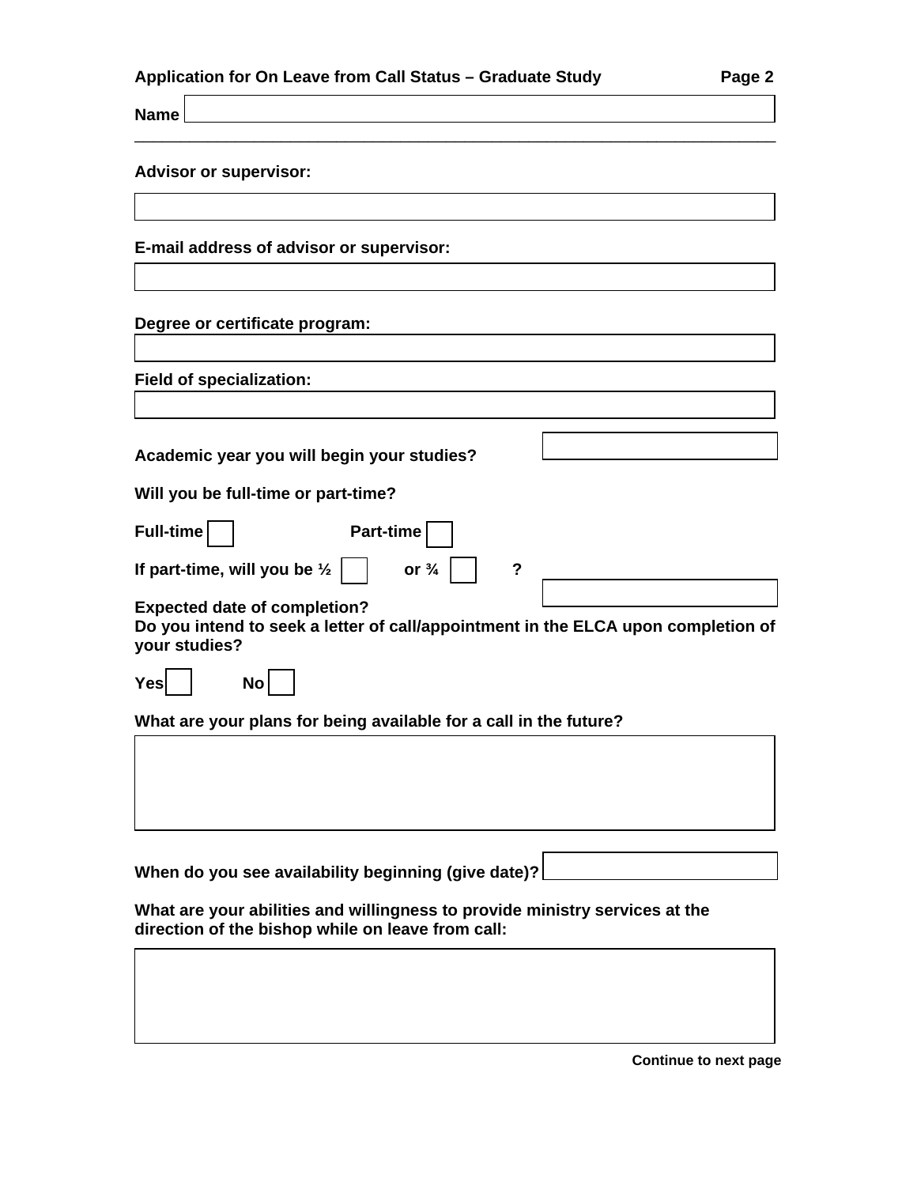**Name**

---

**Advisor or supervisor:**

**E-mail address of advisor or supervisor:**

**Degree or certificate program:**

**Field of specialization:**

**Academic year you will begin your studies?**

**Will you be full-time or part-time?**

**Full-time** ☐ **Part-time** ☐

**If part-time, will you be ½** ☐ **or ¾** ☐ **?**

**Expected date of completion?**

**Do you intend to seek a letter of call/appointment in the ELCA upon completion of your studies?**

**Yes** ☐ **No** ☐

**What are your plans for being available for a call in the future?**

**When do you see availability beginning (give date)?**

**What are your abilities and willingness to provide ministry services at the direction of the bishop while on leave from call:**

**Continue to next page**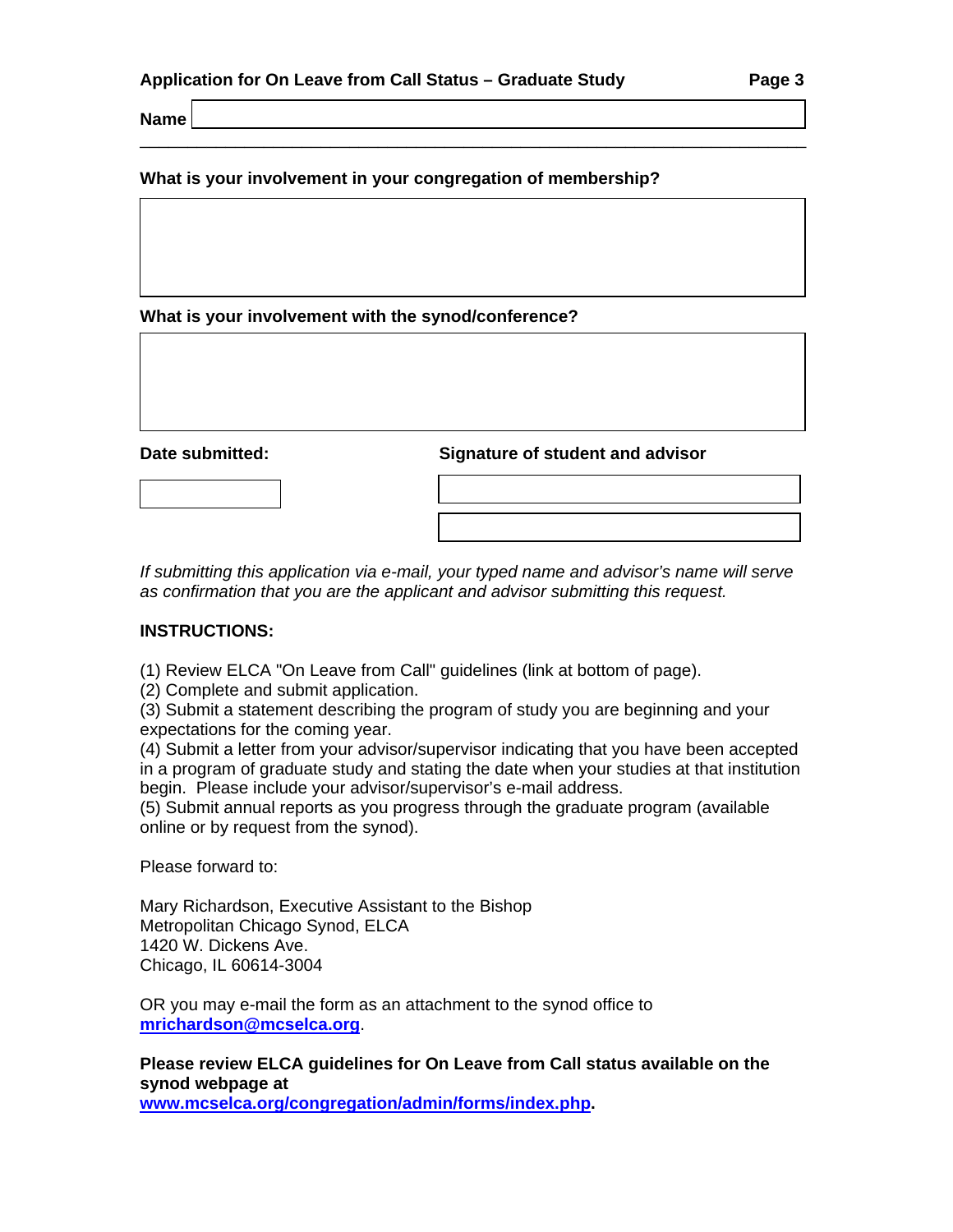**Name**

---

**What is your involvement in your congregation of membership?**

**What is your involvement with the synod/conference?**

**Date submitted:**

**Signature of student and advisor**

*If submitting this application via e-mail, your typed name and advisor's name will serve as confirmation that you are the applicant and advisor submitting this request.*

**INSTRUCTIONS:**

(1) Review ELCA "On Leave from Call" guidelines (link at bottom of page).
(2) Complete and submit application.
(3) Submit a statement describing the program of study you are beginning and your expectations for the coming year.
(4) Submit a letter from your advisor/supervisor indicating that you have been accepted in a program of graduate study and stating the date when your studies at that institution begin. Please include your advisor/supervisor's e-mail address.
(5) Submit annual reports as you progress through the graduate program (available online or by request from the synod).

Please forward to:

Mary Richardson, Executive Assistant to the Bishop
Metropolitan Chicago Synod, ELCA
1420 W. Dickens Ave.
Chicago, IL 60614-3004

OR you may e-mail the form as an attachment to the synod office to **mrichardson@mcselca.org**.

**Please review ELCA guidelines for On Leave from Call status available on the synod webpage at www.mcselca.org/congregation/admin/forms/index.php.**